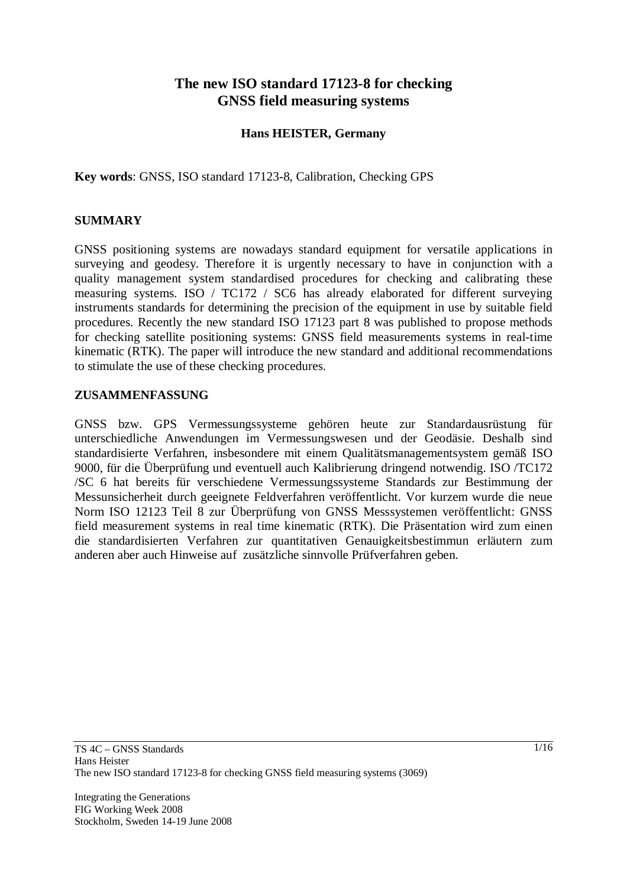# The new ISO standard 17123-8 for checking GNSS field measuring systems

**Hans HEISTER, Germany**

**Key words**: GNSS, ISO standard 17123-8, Calibration, Checking GPS

## SUMMARY

GNSS positioning systems are nowadays standard equipment for versatile applications in surveying and geodesy. Therefore it is urgently necessary to have in conjunction with a quality management system standardised procedures for checking and calibrating these measuring systems. ISO / TC172 / SC6 has already elaborated for different surveying instruments standards for determining the precision of the equipment in use by suitable field procedures. Recently the new standard ISO 17123 part 8 was published to propose methods for checking satellite positioning systems: GNSS field measurements systems in real-time kinematic (RTK). The paper will introduce the new standard and additional recommendations to stimulate the use of these checking procedures.

## ZUSAMMENFASSUNG

GNSS bzw. GPS Vermessungssysteme gehören heute zur Standardausrüstung für unterschiedliche Anwendungen im Vermessungswesen und der Geodäsie. Deshalb sind standardisierte Verfahren, insbesondere mit einem Qualitätsmanagementsystem gemäß ISO 9000, für die Überprüfung und eventuell auch Kalibrierung dringend notwendig. ISO /TC172 /SC 6 hat bereits für verschiedene Vermessungssysteme Standards zur Bestimmung der Messunsicherheit durch geeignete Feldverfahren veröffentlicht. Vor kurzem wurde die neue Norm ISO 12123 Teil 8 zur Überprüfung von GNSS Messsystemen veröffentlicht: GNSS field measurement systems in real time kinematic (RTK). Die Präsentation wird zum einen die standardisierten Verfahren zur quantitativen Genauigkeitsbestimmun erläutern zum anderen aber auch Hinweise auf zusätzliche sinnvolle Prüfverfahren geben.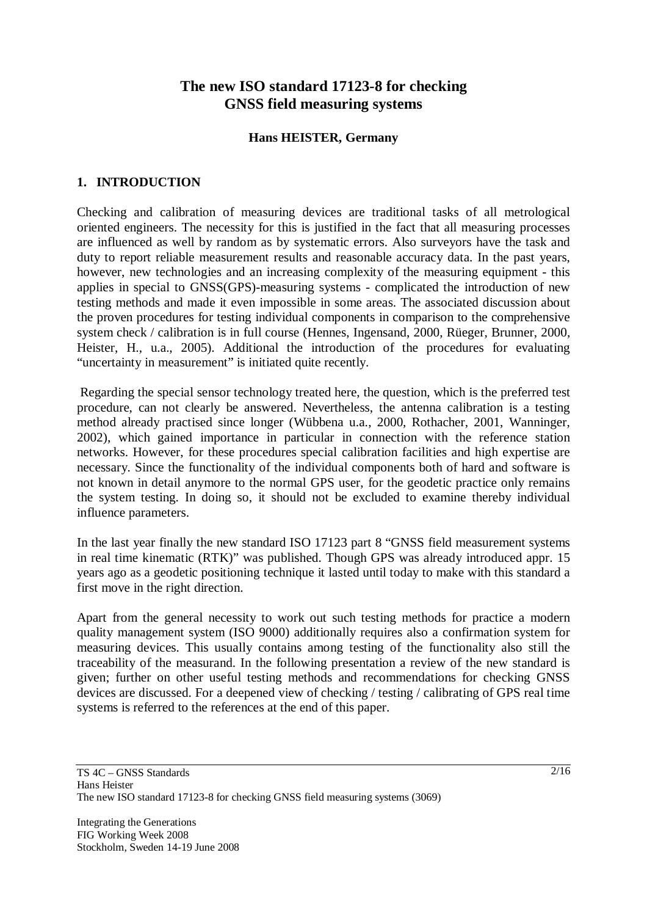# The new ISO standard 17123-8 for checking GNSS field measuring systems

**Hans HEISTER, Germany**

## 1. INTRODUCTION

Checking and calibration of measuring devices are traditional tasks of all metrological oriented engineers. The necessity for this is justified in the fact that all measuring processes are influenced as well by random as by systematic errors. Also surveyors have the task and duty to report reliable measurement results and reasonable accuracy data. In the past years, however, new technologies and an increasing complexity of the measuring equipment - this applies in special to GNSS(GPS)-measuring systems - complicated the introduction of new testing methods and made it even impossible in some areas. The associated discussion about the proven procedures for testing individual components in comparison to the comprehensive system check / calibration is in full course (Hennes, Ingensand, 2000, Rüeger, Brunner, 2000, Heister, H., u.a., 2005). Additional the introduction of the procedures for evaluating "uncertainty in measurement" is initiated quite recently.

Regarding the special sensor technology treated here, the question, which is the preferred test procedure, can not clearly be answered. Nevertheless, the antenna calibration is a testing method already practised since longer (Wübbena u.a., 2000, Rothacher, 2001, Wanninger, 2002), which gained importance in particular in connection with the reference station networks. However, for these procedures special calibration facilities and high expertise are necessary. Since the functionality of the individual components both of hard and software is not known in detail anymore to the normal GPS user, for the geodetic practice only remains the system testing. In doing so, it should not be excluded to examine thereby individual influence parameters.

In the last year finally the new standard ISO 17123 part 8 "GNSS field measurement systems in real time kinematic (RTK)" was published. Though GPS was already introduced appr. 15 years ago as a geodetic positioning technique it lasted until today to make with this standard a first move in the right direction.

Apart from the general necessity to work out such testing methods for practice a modern quality management system (ISO 9000) additionally requires also a confirmation system for measuring devices. This usually contains among testing of the functionality also still the traceability of the measurand. In the following presentation a review of the new standard is given; further on other useful testing methods and recommendations for checking GNSS devices are discussed. For a deepened view of checking / testing / calibrating of GPS real time systems is referred to the references at the end of this paper.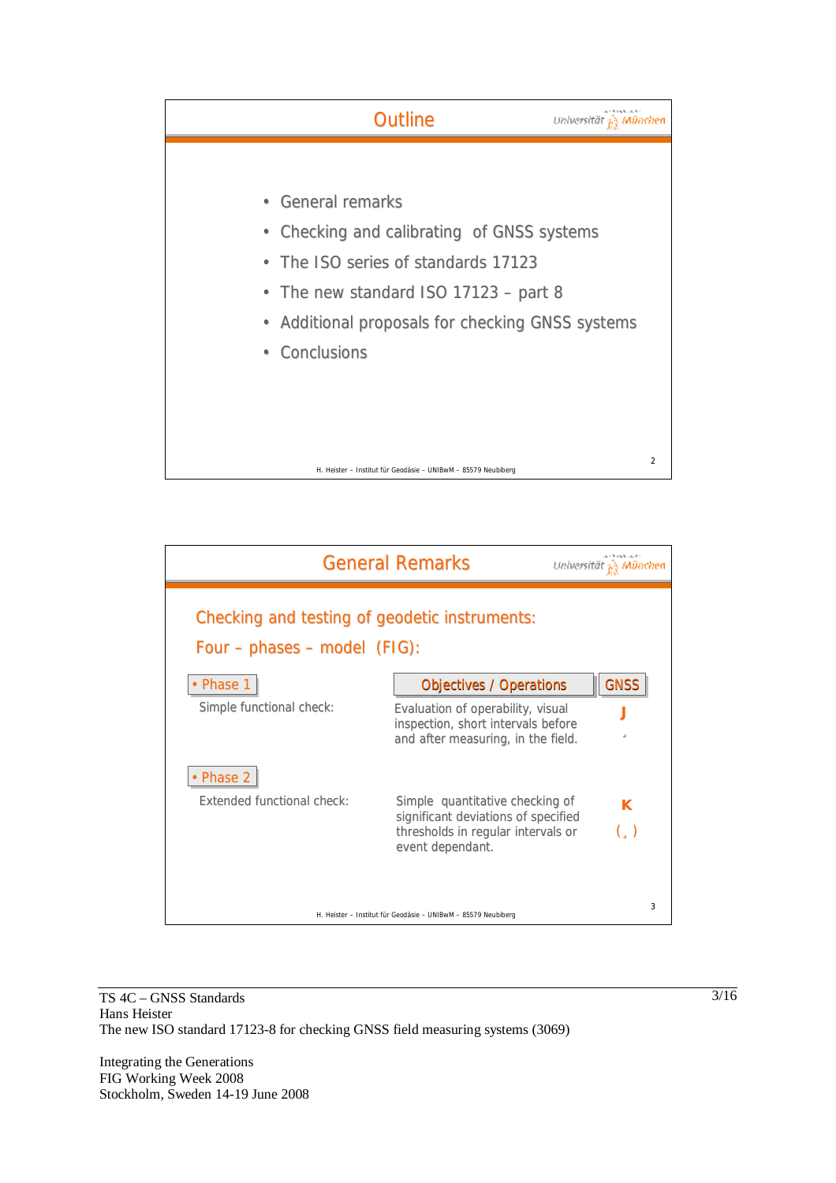## Outline

- General remarks
- Checking and calibrating of GNSS systems
- The ISO series of standards 17123
- The new standard ISO 17123 – part 8
- Additional proposals for checking GNSS systems
- Conclusions

H. Heister – Institut für Geodäsie – UNIBwM – 85579 Neubiberg

## General Remarks

Checking and testing of geodetic instruments:

Four – phases – model (FIG):

| | Objectives / Operations | GNSS |
|---|---|---|
| • Phase 1<br>Simple functional check: | Evaluation of operability, visual inspection, short intervals before and after measuring, in the field. | J |
| • Phase 2<br>Extended functional check: | Simple quantitative checking of significant deviations of specified thresholds in regular intervals or event dependant. | K<br>( ) |

H. Heister – Institut für Geodäsie – UNIBwM – 85579 Neubiberg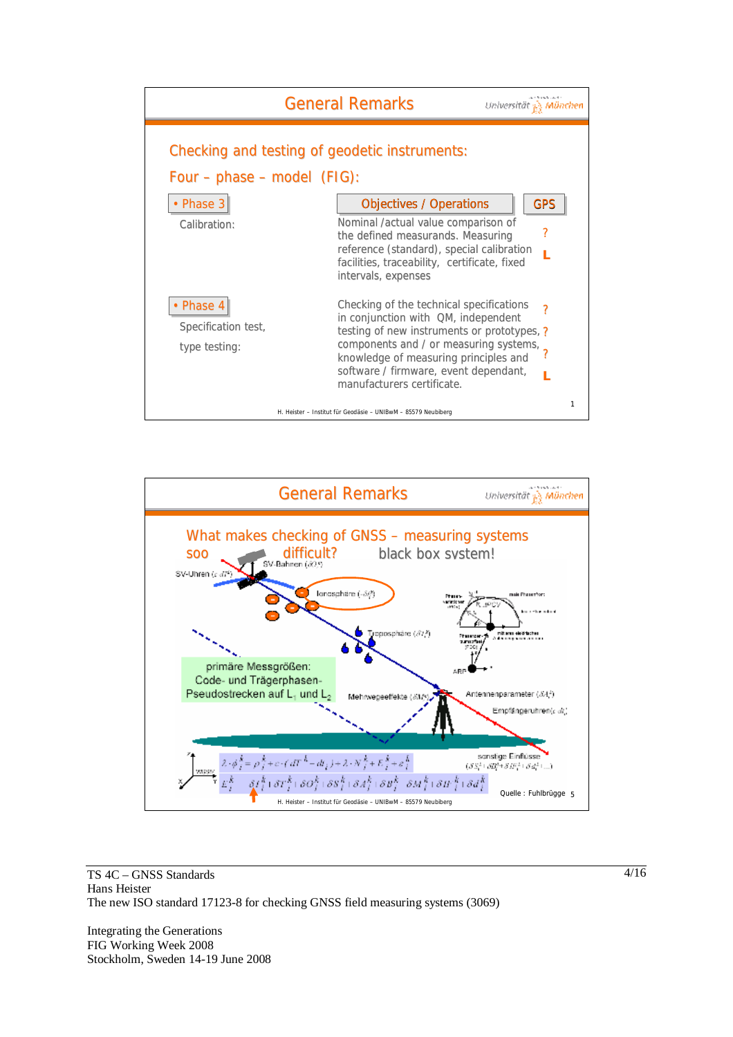## General Remarks

Checking and testing of geodetic instruments:

Four – phase – model (FIG):

| • Phase 3 | Objectives / Operations | GPS |
|---|---|---|
| Calibration: | Nominal /actual value comparison of the defined measurands. Measuring reference (standard), special calibration facilities, traceability, certificate, fixed intervals, expenses | ? L |
| • Phase 4 Specification test, type testing: | Checking of the technical specifications in conjunction with QM, independent testing of new instruments or prototypes, components and / or measuring systems, knowledge of measuring principles and software / firmware, event dependant, manufacturers certificate. | ? ? ? L |

H. Heister – Institut für Geodäsie – UNIBwM – 85579 Neubiberg

## General Remarks

What makes checking of GNSS – measuring systems soo difficult? black box system!

SV-Bahnen ($\delta O_i^k$)

SV-Uhren ($c \cdot dT^k$)

Ionosphäre ($\delta I_i^k$)

Troposphäre ($\delta T_i^k$)

primäre Messgrößen: Code- und Trägerphasen-Pseudostrecken auf $L_1$ und $L_2$

Mehrwegeeffekte ($\delta M_i^k$)

Antennenparameter ($\delta A_i^k$)

Empfängeruhren ($c \cdot dt_i$)

sonstige Einflüsse ($\delta S_i^k + \delta R_i^k + \delta E_i^k + \delta d_i^k \ldots$)

ARP

PCV

$$\lambda \cdot \phi_i^k = \rho_i^k + c \cdot (dT^k - dt_i) + \lambda \cdot N_i^k + E_i^k + \varepsilon_i^k$$

$$E_i^k = \delta I_i^k + \delta T_i^k + \delta O_i^k + \delta S_i^k + \delta A_i^k + \delta U_i^k + \delta M_i^k + \delta H_i^k + \delta d_i^k$$

Quelle : Fuhlbrügge

H. Heister – Institut für Geodäsie – UNIBwM – 85579 Neubiberg

TS 4C – GNSS Standards
Hans Heister
The new ISO standard 17123-8 for checking GNSS field measuring systems (3069)

Integrating the Generations
FIG Working Week 2008
Stockholm, Sweden 14-19 June 2008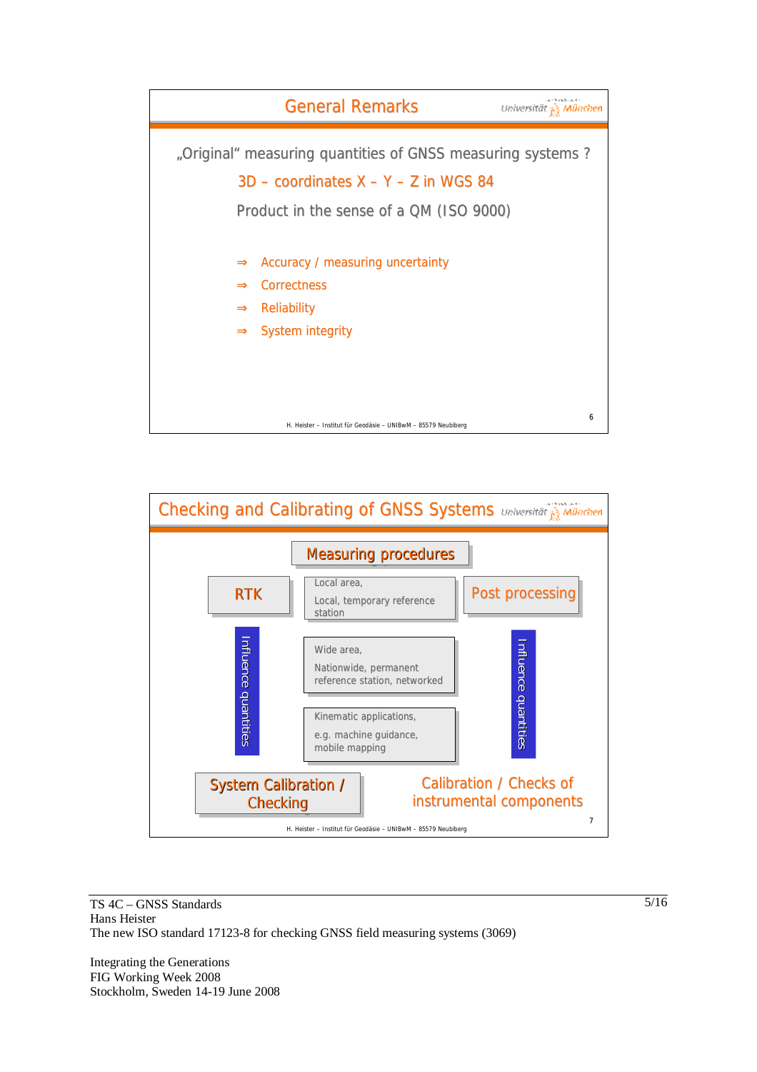## General Remarks

„Original" measuring quantities of GNSS measuring systems ?

3D – coordinates X – Y – Z in WGS 84

Product in the sense of a QM (ISO 9000)

- ⇒ Accuracy / measuring uncertainty
- ⇒ Correctness
- ⇒ Reliability
- ⇒ System integrity

H. Heister – Institut für Geodäsie – UNIBwM – 85579 Neubiberg

## Checking and Calibrating of GNSS Systems

Measuring procedures

RTK

Local area,

Local, temporary reference station

Post processing

Influence quantities

Wide area,

Nationwide, permanent reference station, networked

Influence quantities

Kinematic applications,

e.g. machine guidance, mobile mapping

System Calibration / Checking

Calibration / Checks of instrumental components

H. Heister – Institut für Geodäsie – UNIBwM – 85579 Neubiberg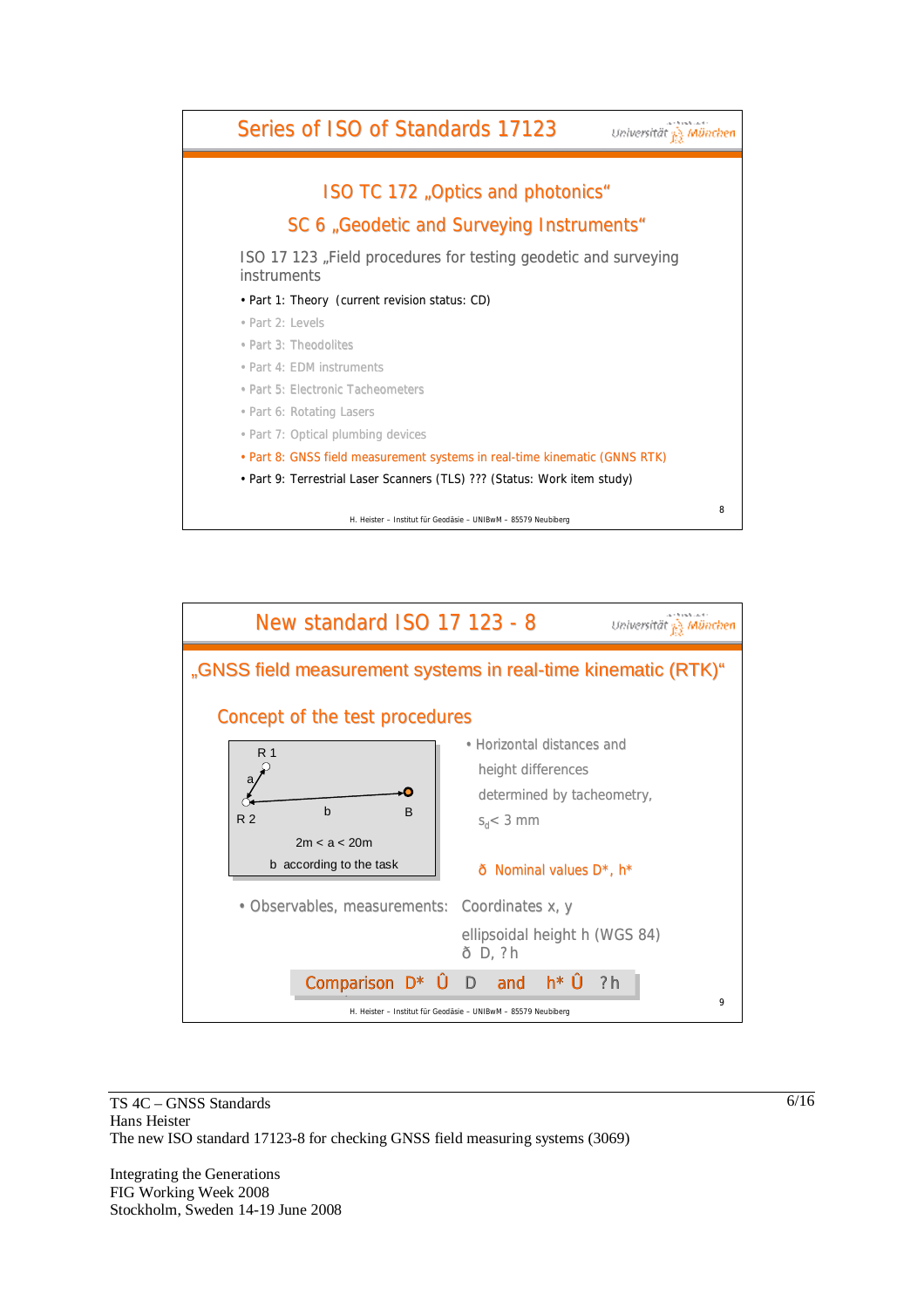## Series of ISO of Standards 17123

### ISO TC 172 „Optics and photonics"

### SC 6 „Geodetic and Surveying Instruments"

ISO 17 123 „Field procedures for testing geodetic and surveying instruments

- Part 1: Theory (current revision status: CD)
- Part 2: Levels
- Part 3: Theodolites
- Part 4: EDM instruments
- Part 5: Electronic Tacheometers
- Part 6: Rotating Lasers
- Part 7: Optical plumbing devices
- Part 8: GNSS field measurement systems in real-time kinematic (GNNS RTK)
- Part 9: Terrestrial Laser Scanners (TLS) ??? (Status: Work item study)

H. Heister – Institut für Geodäsie – UNIBwM – 85579 Neubiberg

## New standard ISO 17 123 - 8

### „GNSS field measurement systems in real-time kinematic (RTK)"

### Concept of the test procedures

R 1, a, R 2, b, B

2m < a < 20m

b according to the task

- Horizontal distances and height differences determined by tacheometry, $s_d < 3$ mm

ð Nominal values D*, h*

- Observables, measurements: Coordinates x, y

ellipsoidal height h (WGS 84)

ð D, ?h

Comparison D* Û D and h* Û ?h

H. Heister – Institut für Geodäsie – UNIBwM – 85579 Neubiberg

TS 4C – GNSS Standards
Hans Heister
The new ISO standard 17123-8 for checking GNSS field measuring systems (3069)

Integrating the Generations
FIG Working Week 2008
Stockholm, Sweden 14-19 June 2008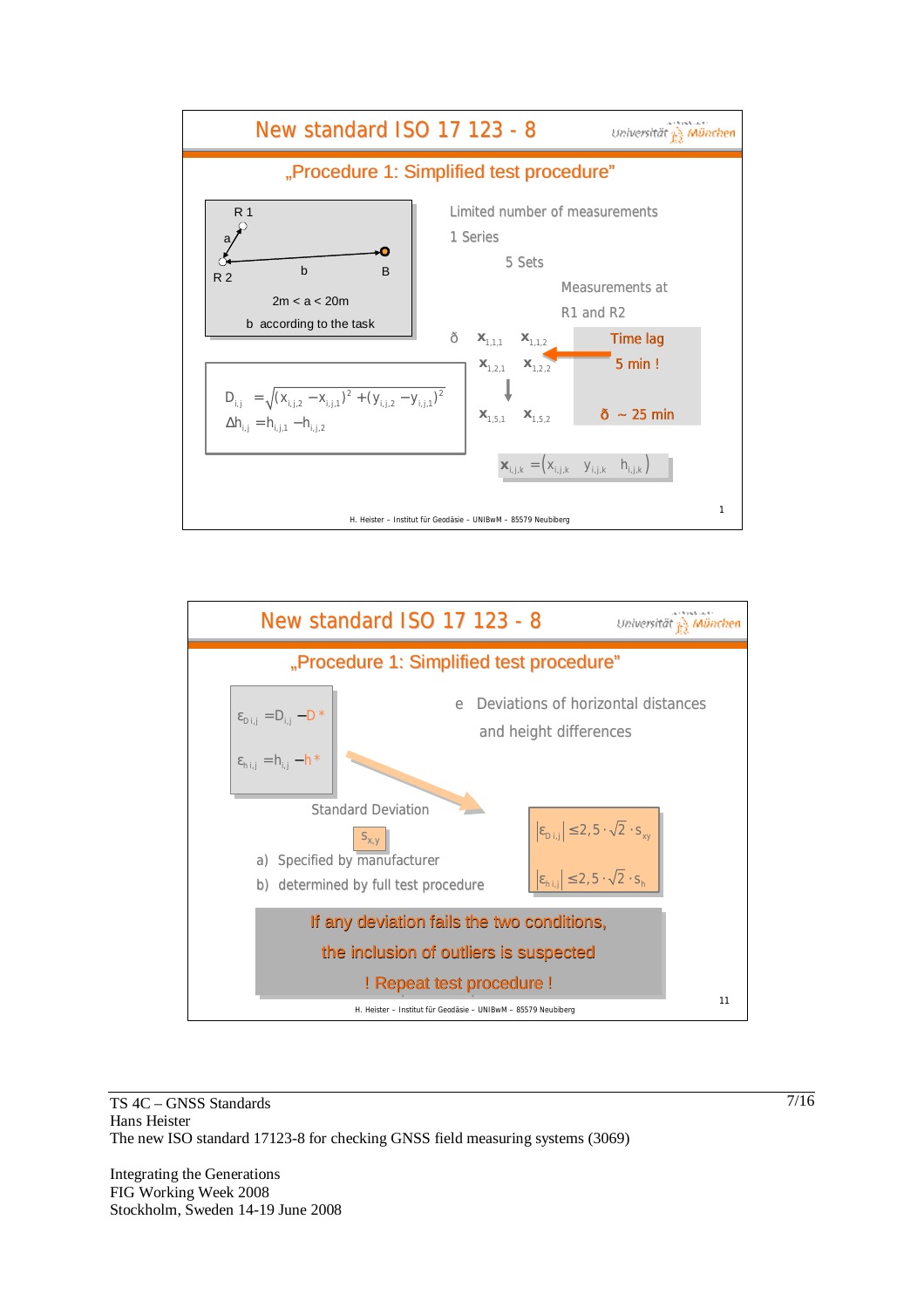## New standard ISO 17 123 - 8

### „Procedure 1: Simplified test procedure"

R 1

a

R 2

b

B

2m < a < 20m

b according to the task

Limited number of measurements

1 Series

5 Sets

Measurements at R1 and R2

$x_{1,1,1}$ $x_{1,1,2}$

$x_{1,2,1}$ $x_{1,2,2}$

$x_{1,5,1}$ $x_{1,5,2}$

Time lag 5 min !

~ 25 min

$$D_{i,j} = \sqrt{(x_{i,j,2} - x_{i,j,1})^2 + (y_{i,j,2} - y_{i,j,1})^2}$$

$$\Delta h_{i,j} = h_{i,j,1} - h_{i,j,2}$$

$$\mathbf{x}_{i,j,k} = (x_{i,j,k} \quad y_{i,j,k} \quad h_{i,j,k})$$

H. Heister – Institut für Geodäsie – UNIBwM – 85579 Neubiberg

## New standard ISO 17 123 - 8

### „Procedure 1: Simplified test procedure"

$$\varepsilon_{D\,i,j} = D_{i,j} - D^*$$

$$\varepsilon_{h\,i,j} = h_{i,j} - h^*$$

Deviations of horizontal distances and height differences

Standard Deviation

$s_{x,y}$

a) Specified by manufacturer

b) determined by full test procedure

$$|\varepsilon_{D\,i,j}| \le 2{,}5 \cdot \sqrt{2} \cdot s_{xy}$$

$$|\varepsilon_{h\,i,j}| \le 2{,}5 \cdot \sqrt{2} \cdot s_h$$

If any deviation fails the two conditions, the inclusion of outliers is suspected

! Repeat test procedure !

H. Heister – Institut für Geodäsie – UNIBwM – 85579 Neubiberg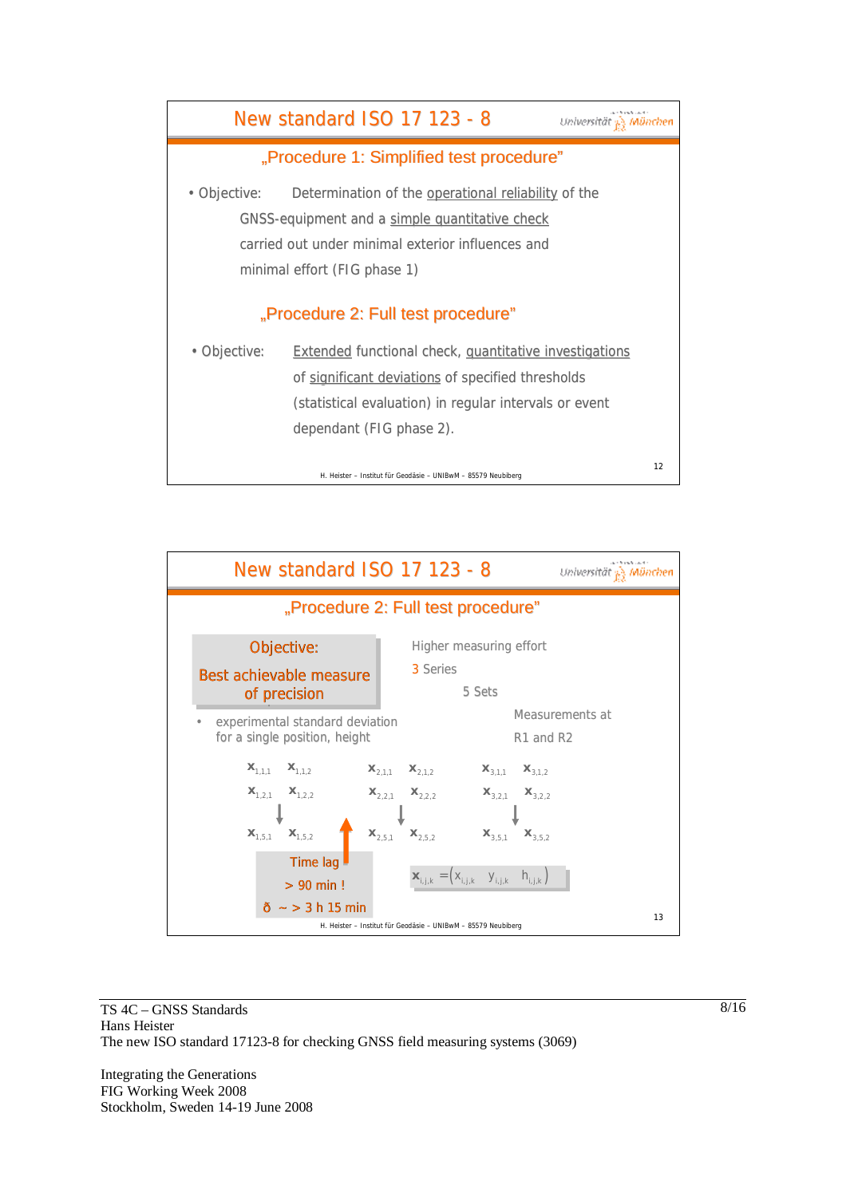## New standard ISO 17 123 - 8

**„Procedure 1: Simplified test procedure"**

- Objective: Determination of the operational reliability of the GNSS-equipment and a simple quantitative check carried out under minimal exterior influences and minimal effort (FIG phase 1)

**„Procedure 2: Full test procedure"**

- Objective: Extended functional check, quantitative investigations of significant deviations of specified thresholds (statistical evaluation) in regular intervals or event dependant (FIG phase 2).

H. Heister – Institut für Geodäsie – UNIBwM – 85579 Neubiberg

12

## New standard ISO 17 123 - 8

**„Procedure 2: Full test procedure"**

**Objective:**

**Best achievable measure of precision**

- experimental standard deviation for a single position, height

Higher measuring effort

3 Series

5 Sets

Measurements at R1 and R2

$\mathbf{x}_{1,1,1}$ $\mathbf{x}_{1,1,2}$ $\mathbf{x}_{2,1,1}$ $\mathbf{x}_{2,1,2}$ $\mathbf{x}_{3,1,1}$ $\mathbf{x}_{3,1,2}$

$\mathbf{x}_{1,2,1}$ $\mathbf{x}_{1,2,2}$ $\mathbf{x}_{2,2,1}$ $\mathbf{x}_{2,2,2}$ $\mathbf{x}_{3,2,1}$ $\mathbf{x}_{3,2,2}$

$\mathbf{x}_{1,5,1}$ $\mathbf{x}_{1,5,2}$ $\mathbf{x}_{2,5,1}$ $\mathbf{x}_{2,5,2}$ $\mathbf{x}_{3,5,1}$ $\mathbf{x}_{3,5,2}$

Time lag

> 90 min !

ð ~ > 3 h 15 min

$$\mathbf{x}_{i,j,k} = \begin{pmatrix} x_{i,j,k} & y_{i,j,k} & h_{i,j,k} \end{pmatrix}$$

H. Heister – Institut für Geodäsie – UNIBwM – 85579 Neubiberg

13

TS 4C – GNSS Standards
Hans Heister
The new ISO standard 17123-8 for checking GNSS field measuring systems (3069)

Integrating the Generations
FIG Working Week 2008
Stockholm, Sweden 14-19 June 2008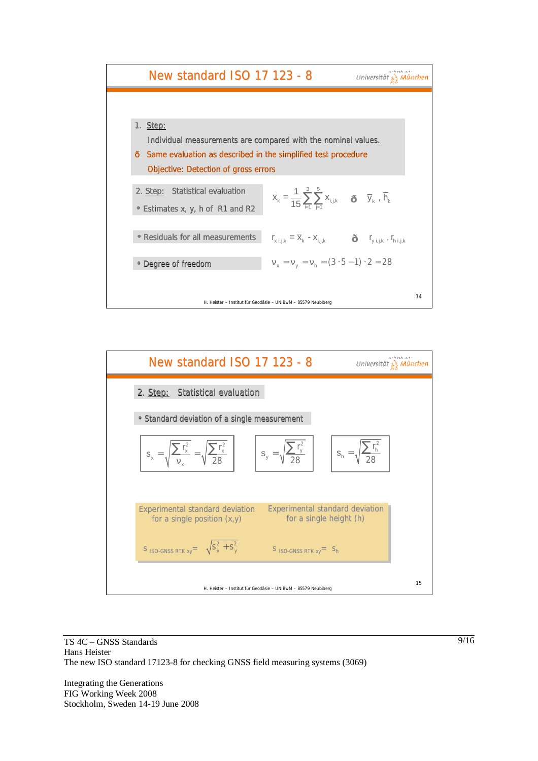## New standard ISO 17 123 - 8

1. Step:

   Individual measurements are compared with the nominal values.

   ð Same evaluation as described in the simplified test procedure

   Objective: Detection of gross errors

2. Step: Statistical evaluation

- Estimates x, y, h of R1 and R2

$$\bar{x}_k = \frac{1}{15}\sum_{i=1}^{3}\sum_{j=1}^{5} x_{i,j,k} \quad ð \quad \bar{y}_k , \bar{h}_k$$

- Residuals for all measurements

$$r_{x\,i,j,k} = \bar{x}_k - x_{i,j,k} \quad ð \quad r_{y\,i,j,k} , r_{h\,i,j,k}$$

- Degree of freedom

$$\nu_x = \nu_y = \nu_h = (3 \cdot 5 - 1) \cdot 2 = 28$$

## New standard ISO 17 123 - 8

2. Step: Statistical evaluation

- Standard deviation of a single measurement

$$s_x = \sqrt{\frac{\sum r_x^2}{\nu_x}} = \sqrt{\frac{\sum r_x^2}{28}} \qquad s_y = \sqrt{\frac{\sum r_y^2}{28}} \qquad s_h = \sqrt{\frac{\sum r_h^2}{28}}$$

| Experimental standard deviation for a single position (x,y) | Experimental standard deviation for a single height (h) |
| --- | --- |
| $s_{\text{ISO-GNSS RTK xy}} = \sqrt{s_x^2 + s_y^2}$ | $s_{\text{ISO-GNSS RTK xy}} = s_h$ |

TS 4C – GNSS Standards
Hans Heister
The new ISO standard 17123-8 for checking GNSS field measuring systems (3069)

Integrating the Generations
FIG Working Week 2008
Stockholm, Sweden 14-19 June 2008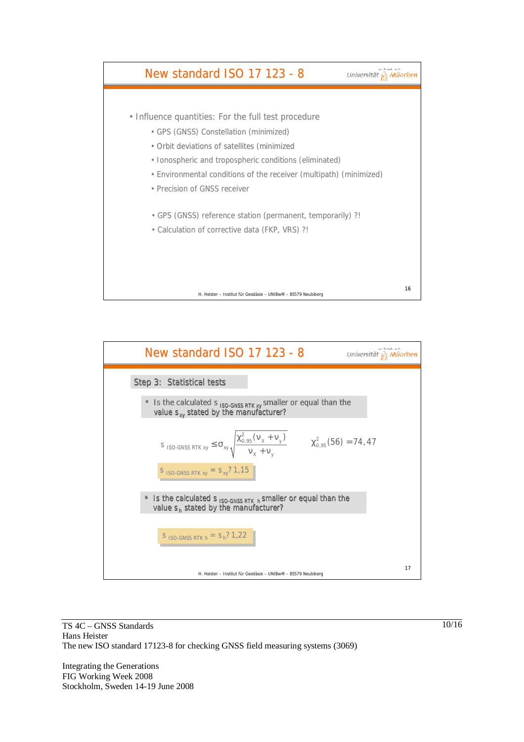## New standard ISO 17 123 - 8

- Influence quantities: For the full test procedure
  - GPS (GNSS) Constellation (minimized)
  - Orbit deviations of satellites (minimized
  - Ionospheric and tropospheric conditions (eliminated)
  - Environmental conditions of the receiver (multipath) (minimized)
  - Precision of GNSS receiver

  - GPS (GNSS) reference station (permanent, temporarily) ?!
  - Calculation of corrective data (FKP, VRS) ?!

H. Heister – Institut für Geodäsie – UNIBwM – 85579 Neubiberg

## New standard ISO 17 123 - 8

### Step 3: Statistical tests

- Is the calculated $s_{\text{ISO-GNSS RTK } xy}$ smaller or equal than the value $s_{xy}$ stated by the manufacturer?

$$s_{\text{ISO-GNSS RTK } xy} \leq \sigma_{xy} \sqrt{\frac{\chi^2_{0,95}(\nu_x + \nu_y)}{\nu_x + \nu_y}} \qquad \chi^2_{0,95}(56) = 74,47$$

$$s_{\text{ISO-GNSS RTK } xy} = s_{xy} ?\ 1,15$$

- Is the calculated $s_{\text{ISO-GNSS RTK } h}$ smaller or equal than the value $s_h$ stated by the manufacturer?

$$s_{\text{ISO-GNSS RTK } h} = s_h ?\ 1,22$$

H. Heister – Institut für Geodäsie – UNIBwM – 85579 Neubiberg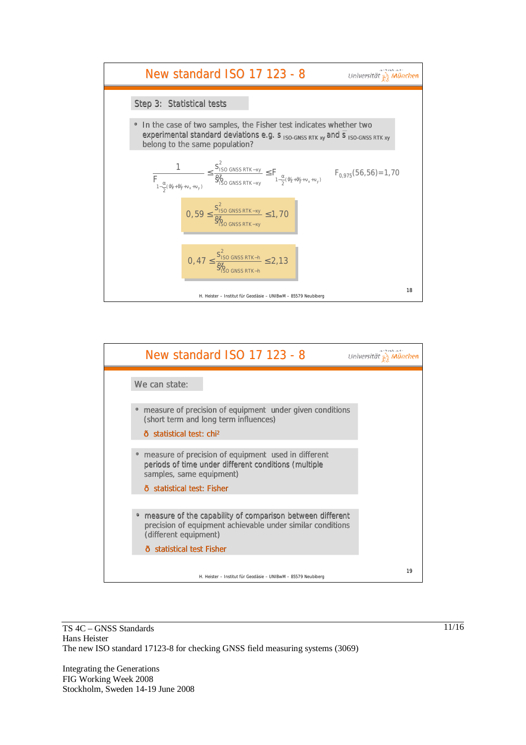## New standard ISO 17 123 - 8

Step 3: Statistical tests

- In the case of two samples, the Fisher test indicates whether two experimental standard deviations e.g. $s_{\text{ISO-GNSS RTK xy}}$ and $\tilde{s}_{\text{ISO-GNSS RTK xy}}$ belong to the same population?

$$\frac{1}{F_{1-\frac{\alpha}{2}(\nu_x+\nu_y+\nu_x+\nu_y)}} \leq \frac{s^2_{\text{ISO GNSS RTK-xy}}}{\tilde{s}^2_{\text{ISO GNSS RTK-xy}}} \leq F_{1-\frac{\alpha}{2}(\nu_x+\nu_y+\nu_x+\nu_y)} \qquad F_{0,975}(56,56)=1,70$$

$$0,59 \leq \frac{s^2_{\text{ISO GNSS RTK-xy}}}{\tilde{s}^2_{\text{ISO GNSS RTK-xy}}} \leq 1,70$$

$$0,47 \leq \frac{s^2_{\text{ISO GNSS RTK-h}}}{\tilde{s}^2_{\text{ISO GNSS RTK-h}}} \leq 2,13$$

H. Heister – Institut für Geodäsie – UNIBwM – 85579 Neubiberg

## New standard ISO 17 123 - 8

We can state:

- measure of precision of equipment under given conditions (short term and long term influences)
  - → statistical test: chi²
- measure of precision of equipment used in different periods of time under different conditions (multiple samples, same equipment)
  - → statistical test: Fisher
- measure of the capability of comparison between different precision of equipment achievable under similar conditions (different equipment)
  - → statistical test Fisher

H. Heister – Institut für Geodäsie – UNIBwM – 85579 Neubiberg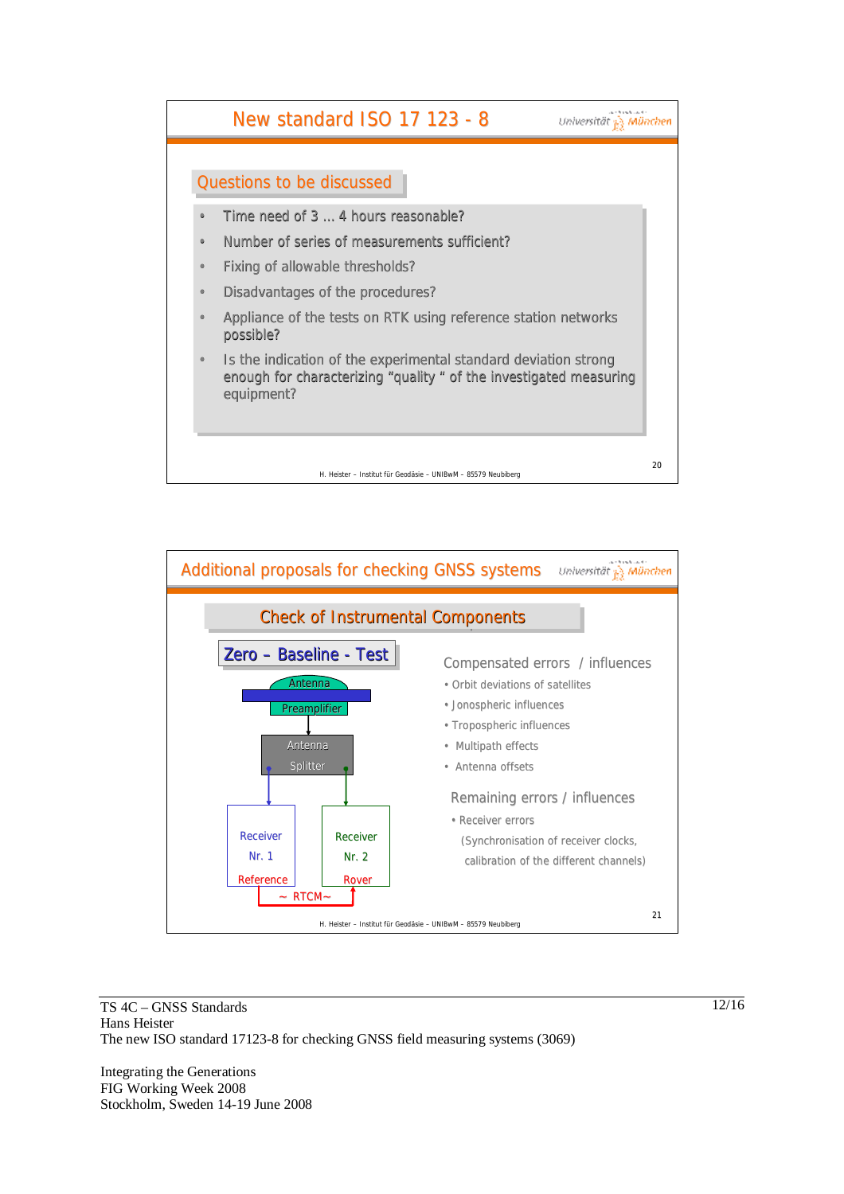## New standard ISO 17 123 - 8

Universität München

### Questions to be discussed

- Time need of 3 ... 4 hours reasonable?
- Number of series of measurements sufficient?
- Fixing of allowable thresholds?
- Disadvantages of the procedures?
- Appliance of the tests on RTK using reference station networks possible?
- Is the indication of the experimental standard deviation strong enough for characterizing "quality " of the investigated measuring equipment?

H. Heister – Institut für Geodäsie – UNIBwM – 85579 Neubiberg

20

## Additional proposals for checking GNSS systems

Universität München

### Check of Instrumental Components

**Zero – Baseline - Test**

Antenna
Preamplifier
Antenna Splitter
Receiver Nr. 1 Reference
Receiver Nr. 2 Rover
~ RTCM~

Compensated errors / influences

- Orbit deviations of satellites
- Jonospheric influences
- Tropospheric influences
- Multipath effects
- Antenna offsets

Remaining errors / influences

- Receiver errors
  (Synchronisation of receiver clocks, calibration of the different channels)

H. Heister – Institut für Geodäsie – UNIBwM – 85579 Neubiberg

21

TS 4C – GNSS Standards
Hans Heister
The new ISO standard 17123-8 for checking GNSS field measuring systems (3069)

Integrating the Generations
FIG Working Week 2008
Stockholm, Sweden 14-19 June 2008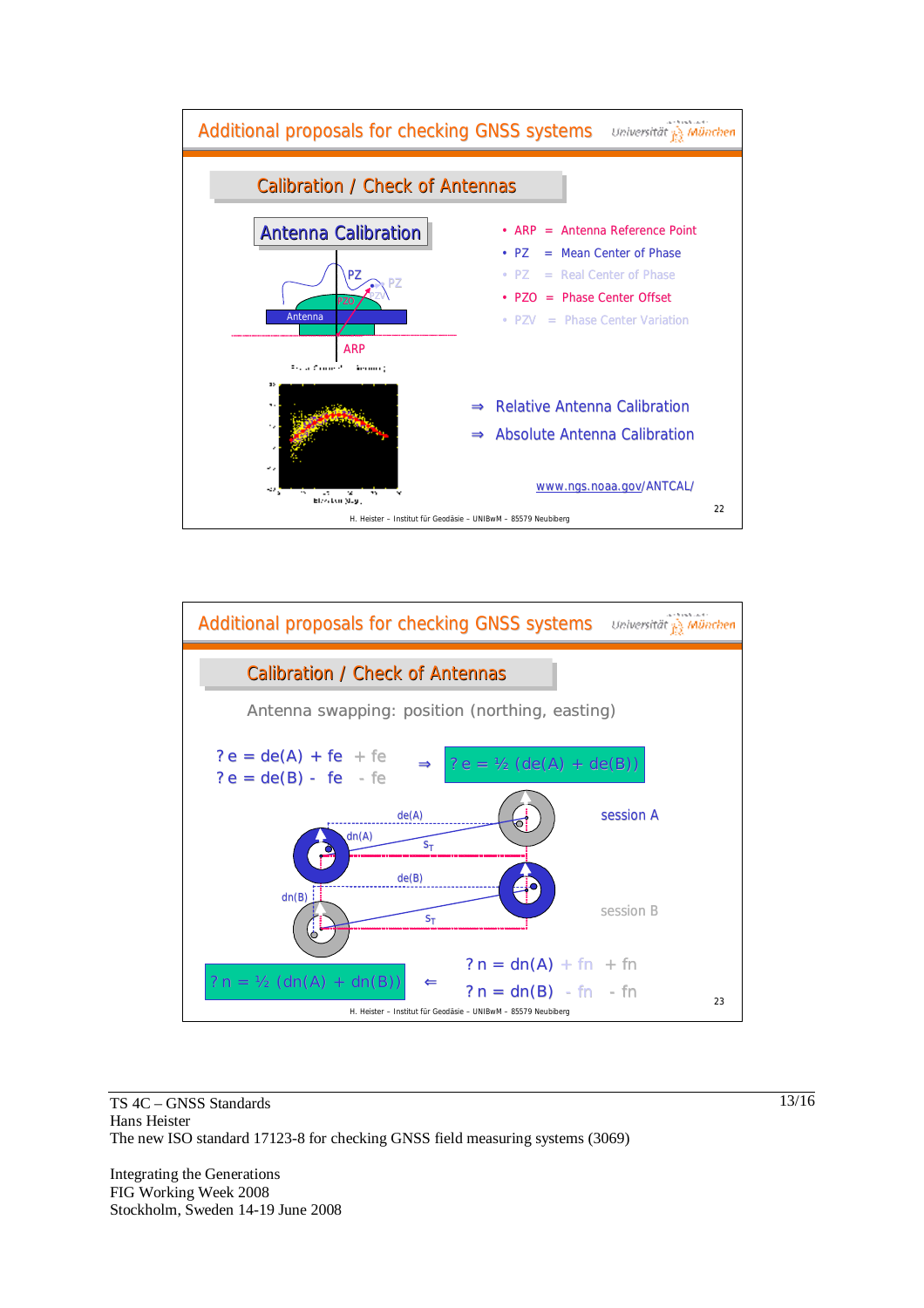## Additional proposals for checking GNSS systems

### Calibration / Check of Antennas

**Antenna Calibration**

- ARP = Antenna Reference Point
- PZ = Mean Center of Phase
- PZ = Real Center of Phase
- PZO = Phase Center Offset
- PZV = Phase Center Variation

⇒ Relative Antenna Calibration

⇒ Absolute Antenna Calibration

www.ngs.noaa.gov/ANTCAL/

H. Heister – Institut für Geodäsie – UNIBwM – 85579 Neubiberg

## Additional proposals for checking GNSS systems

### Calibration / Check of Antennas

Antenna swapping: position (northing, easting)

? e = de(A) + fe + fe

? e = de(B) - fe - fe

⇒ ? e = ½ (de(A) + de(B))

session A

session B

? n = dn(A) + fn + fn

? n = dn(B) - fn - fn

? n = ½ (dn(A) + dn(B)) ⇐

H. Heister – Institut für Geodäsie – UNIBwM – 85579 Neubiberg

TS 4C – GNSS Standards
Hans Heister
The new ISO standard 17123-8 for checking GNSS field measuring systems (3069)

Integrating the Generations
FIG Working Week 2008
Stockholm, Sweden 14-19 June 2008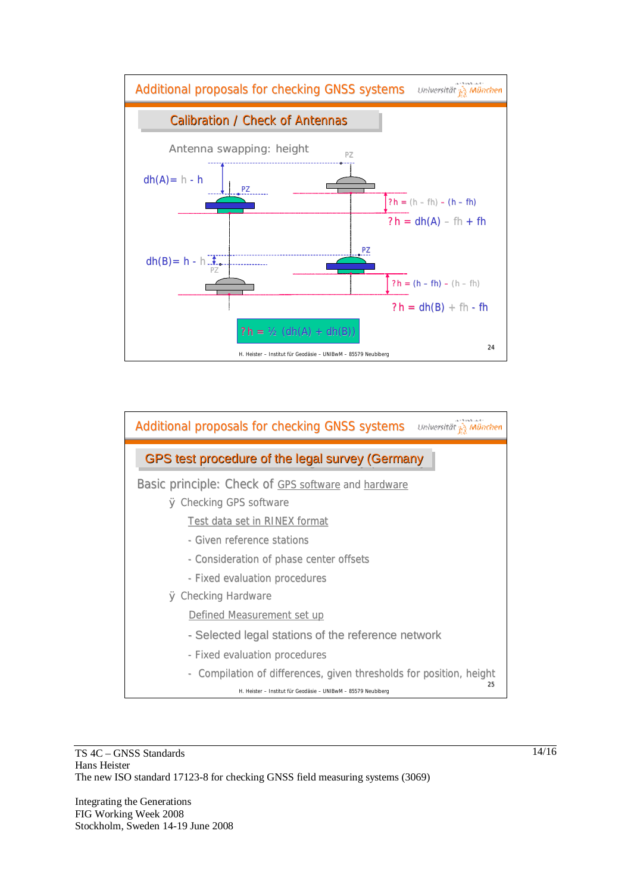## Additional proposals for checking GNSS systems

### Calibration / Check of Antennas

Antenna swapping: height

dh(A)= h - h

PZ

?h = (h - fh) - (h - fh)

?h = dh(A) - fh + fh

dh(B)= h - h

PZ

?h = (h - fh) - (h - fh)

?h = dh(B) + fh - fh

?h = ½ (dh(A) + dh(B))

H. Heister – Institut für Geodäsie – UNIBwM – 85579 Neubiberg

## Additional proposals for checking GNSS systems

### GPS test procedure of the legal survey (Germany)

Basic principle: Check of GPS software and hardware

- Checking GPS software

  Test data set in RINEX format

  - Given reference stations
  - Consideration of phase center offsets
  - Fixed evaluation procedures

- Checking Hardware

  Defined Measurement set up

  - Selected legal stations of the reference network
  - Fixed evaluation procedures
  - Compilation of differences, given thresholds for position, height

H. Heister – Institut für Geodäsie – UNIBwM – 85579 Neubiberg

TS 4C – GNSS Standards
Hans Heister
The new ISO standard 17123-8 for checking GNSS field measuring systems (3069)

Integrating the Generations
FIG Working Week 2008
Stockholm, Sweden 14-19 June 2008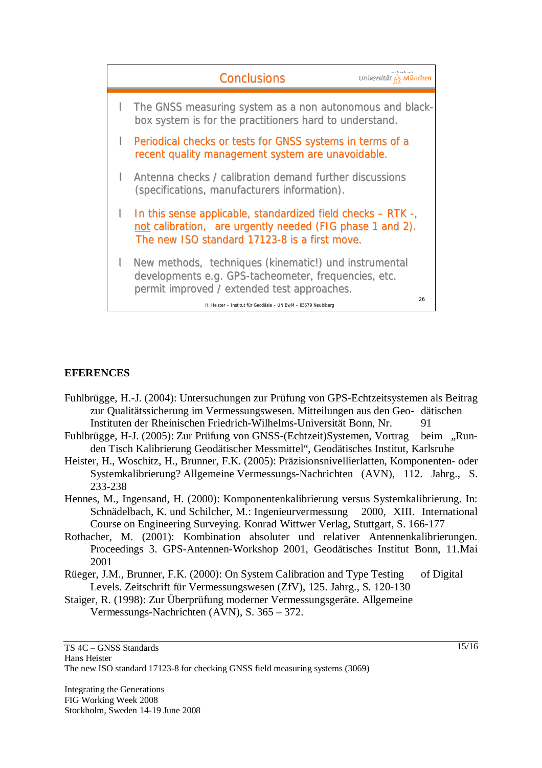**Conclusions**

- The GNSS measuring system as a non autonomous and black-box system is for the practitioners hard to understand.
- Periodical checks or tests for GNSS systems in terms of a recent quality management system are unavoidable.
- Antenna checks / calibration demand further discussions (specifications, manufacturers information).
- In this sense applicable, standardized field checks – RTK -, not calibration, are urgently needed (FIG phase 1 and 2). The new ISO standard 17123-8 is a first move.
- New methods, techniques (kinematic!) und instrumental developments e.g. GPS-tacheometer, frequencies, etc. permit improved / extended test approaches.

H. Heister – Institut für Geodäsie – UNIBwM – 85579 Neubiberg

## EFERENCES

Fuhlbrügge, H.-J. (2004): Untersuchungen zur Prüfung von GPS-Echtzeitsystemen als Beitrag zur Qualitätssicherung im Vermessungswesen. Mitteilungen aus den Geo- dätischen Instituten der Rheinischen Friedrich-Wilhelms-Universität Bonn, Nr. 91

Fuhlbrügge, H-J. (2005): Zur Prüfung von GNSS-(Echtzeit)Systemen, Vortrag beim „Run-den Tisch Kalibrierung Geodätischer Messmittel“, Geodätisches Institut, Karlsruhe

Heister, H., Woschitz, H., Brunner, F.K. (2005): Präzisionsnivellierlatten, Komponenten- oder Systemkalibrierung? Allgemeine Vermessungs-Nachrichten (AVN), 112. Jahrg., S. 233-238

Hennes, M., Ingensand, H. (2000): Komponentenkalibrierung versus Systemkalibrierung. In: Schnädelbach, K. und Schilcher, M.: Ingenieurvermessung 2000, XIII. International Course on Engineering Surveying. Konrad Wittwer Verlag, Stuttgart, S. 166-177

Rothacher, M. (2001): Kombination absoluter und relativer Antennenkalibrierungen. Proceedings 3. GPS-Antennen-Workshop 2001, Geodätisches Institut Bonn, 11.Mai 2001

Rüeger, J.M., Brunner, F.K. (2000): On System Calibration and Type Testing of Digital Levels. Zeitschrift für Vermessungswesen (ZfV), 125. Jahrg., S. 120-130

Staiger, R. (1998): Zur Überprüfung moderner Vermessungsgeräte. Allgemeine Vermessungs-Nachrichten (AVN), S. 365 – 372.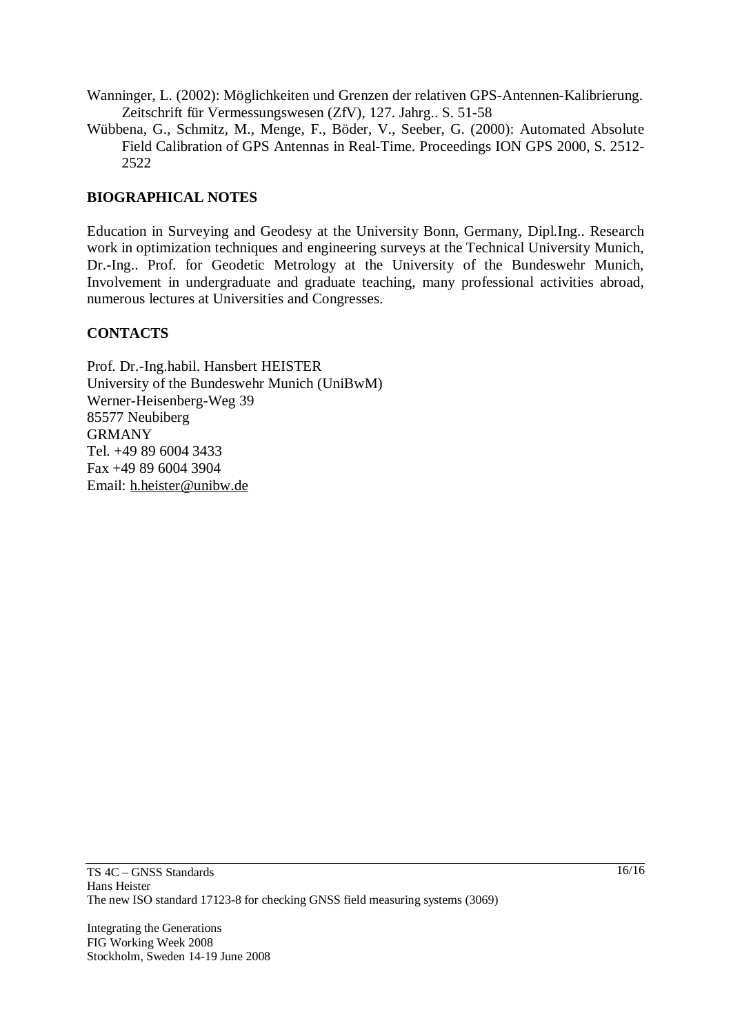Wanninger, L. (2002): Möglichkeiten und Grenzen der relativen GPS-Antennen-Kalibrierung. Zeitschrift für Vermessungswesen (ZfV), 127. Jahrg.. S. 51-58

Wübbena, G., Schmitz, M., Menge, F., Böder, V., Seeber, G. (2000): Automated Absolute Field Calibration of GPS Antennas in Real-Time. Proceedings ION GPS 2000, S. 2512-2522

## BIOGRAPHICAL NOTES

Education in Surveying and Geodesy at the University Bonn, Germany, Dipl.Ing.. Research work in optimization techniques and engineering surveys at the Technical University Munich, Dr.-Ing.. Prof. for Geodetic Metrology at the University of the Bundeswehr Munich, Involvement in undergraduate and graduate teaching, many professional activities abroad, numerous lectures at Universities and Congresses.

## CONTACTS

Prof. Dr.-Ing.habil. Hansbert HEISTER
University of the Bundeswehr Munich (UniBwM)
Werner-Heisenberg-Weg 39
85577 Neubiberg
GRMANY
Tel. +49 89 6004 3433
Fax +49 89 6004 3904
Email: h.heister@unibw.de